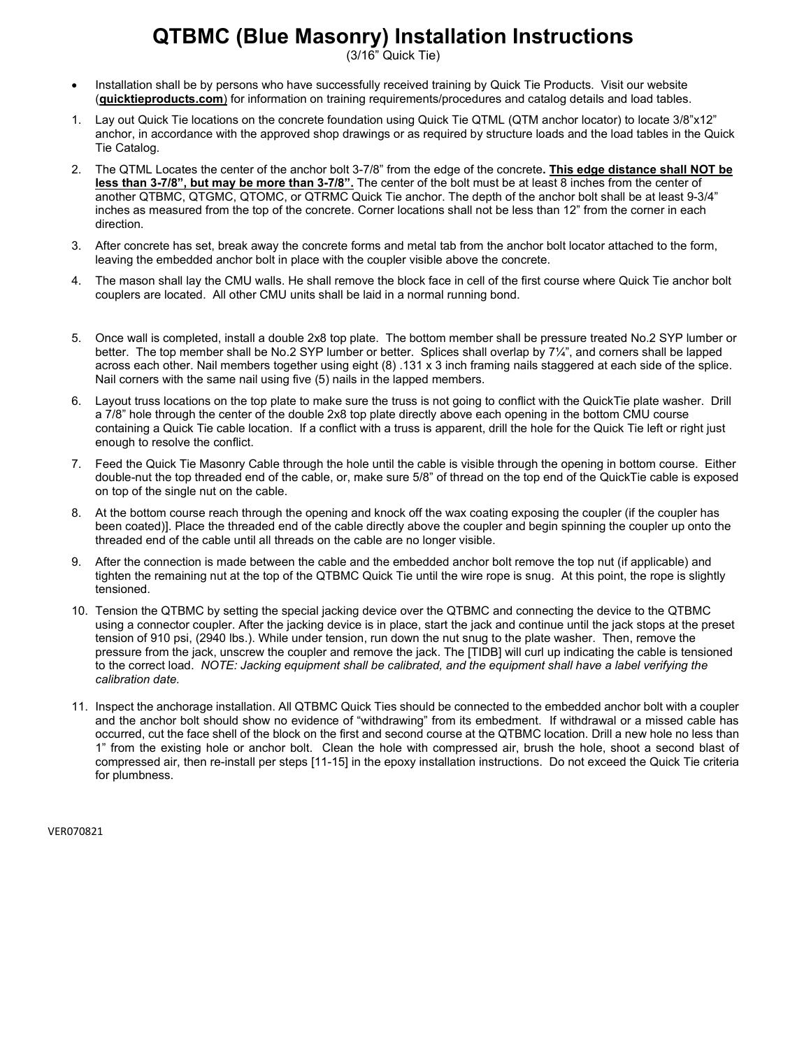# QTBMC (Blue Masonry) Installation Instructions

(3/16" Quick Tie)

- Installation shall be by persons who have successfully received training by Quick Tie Products. Visit our website (**quicktieproducts.com**) for information on training requirements/procedures and catalog details and load tables.

1. Lay out Quick Tie locations on the concrete foundation using Quick Tie QTML (QTM anchor locator) to locate 3/8"x12" anchor, in accordance with the approved shop drawings or as required by structure loads and the load tables in the Quick Tie Catalog.
2. The QTML Locates the center of the anchor bolt 3-7/8" from the edge of the concrete**. This edge distance shall NOT be less than 3-7/8", but may be more than 3-7/8".** The center of the bolt must be at least 8 inches from the center of another QTBMC, QTGMC, QTOMC, or QTRMC Quick Tie anchor. The depth of the anchor bolt shall be at least 9-3/4" inches as measured from the top of the concrete. Corner locations shall not be less than 12" from the corner in each direction.
3. After concrete has set, break away the concrete forms and metal tab from the anchor bolt locator attached to the form, leaving the embedded anchor bolt in place with the coupler visible above the concrete.
4. The mason shall lay the CMU walls. He shall remove the block face in cell of the first course where Quick Tie anchor bolt couplers are located. All other CMU units shall be laid in a normal running bond.
5. Once wall is completed, install a double 2x8 top plate. The bottom member shall be pressure treated No.2 SYP lumber or better. The top member shall be No.2 SYP lumber or better. Splices shall overlap by 7¼", and corners shall be lapped across each other. Nail members together using eight (8) .131 x 3 inch framing nails staggered at each side of the splice. Nail corners with the same nail using five (5) nails in the lapped members.
6. Layout truss locations on the top plate to make sure the truss is not going to conflict with the QuickTie plate washer. Drill a 7/8" hole through the center of the double 2x8 top plate directly above each opening in the bottom CMU course containing a Quick Tie cable location. If a conflict with a truss is apparent, drill the hole for the Quick Tie left or right just enough to resolve the conflict.
7. Feed the Quick Tie Masonry Cable through the hole until the cable is visible through the opening in bottom course. Either double-nut the top threaded end of the cable, or, make sure 5/8" of thread on the top end of the QuickTie cable is exposed on top of the single nut on the cable.
8. At the bottom course reach through the opening and knock off the wax coating exposing the coupler (if the coupler has been coated)]. Place the threaded end of the cable directly above the coupler and begin spinning the coupler up onto the threaded end of the cable until all threads on the cable are no longer visible.
9. After the connection is made between the cable and the embedded anchor bolt remove the top nut (if applicable) and tighten the remaining nut at the top of the QTBMC Quick Tie until the wire rope is snug. At this point, the rope is slightly tensioned.
10. Tension the QTBMC by setting the special jacking device over the QTBMC and connecting the device to the QTBMC using a connector coupler. After the jacking device is in place, start the jack and continue until the jack stops at the preset tension of 910 psi, (2940 lbs.). While under tension, run down the nut snug to the plate washer. Then, remove the pressure from the jack, unscrew the coupler and remove the jack. The [TIDB] will curl up indicating the cable is tensioned to the correct load. *NOTE: Jacking equipment shall be calibrated, and the equipment shall have a label verifying the calibration date.*
11. Inspect the anchorage installation. All QTBMC Quick Ties should be connected to the embedded anchor bolt with a coupler and the anchor bolt should show no evidence of "withdrawing" from its embedment. If withdrawal or a missed cable has occurred, cut the face shell of the block on the first and second course at the QTBMC location. Drill a new hole no less than 1" from the existing hole or anchor bolt. Clean the hole with compressed air, brush the hole, shoot a second blast of compressed air, then re-install per steps [11-15] in the epoxy installation instructions. Do not exceed the Quick Tie criteria for plumbness.

VER070821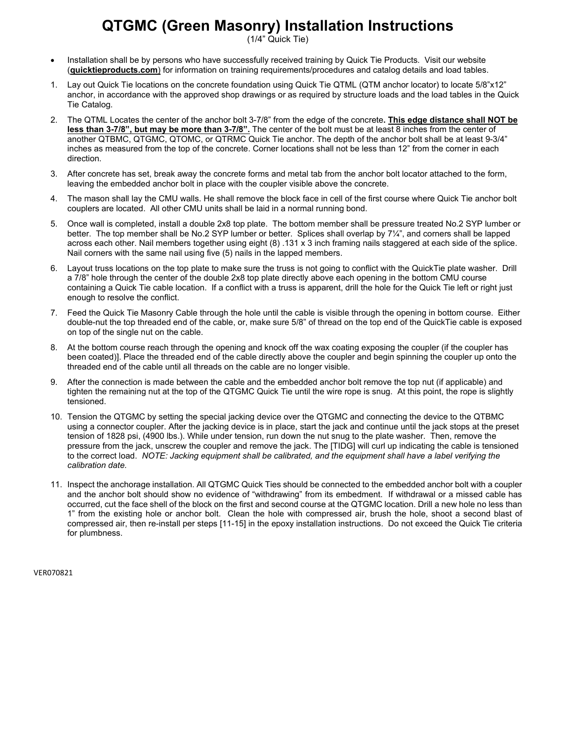# QTGMC (Green Masonry) Installation Instructions

(1/4" Quick Tie)

- Installation shall be by persons who have successfully received training by Quick Tie Products. Visit our website (**quicktieproducts.com**) for information on training requirements/procedures and catalog details and load tables.

1. Lay out Quick Tie locations on the concrete foundation using Quick Tie QTML (QTM anchor locator) to locate 5/8"x12" anchor, in accordance with the approved shop drawings or as required by structure loads and the load tables in the Quick Tie Catalog.
2. The QTML Locates the center of the anchor bolt 3-7/8" from the edge of the concrete**. <u>This edge distance shall NOT be less than 3-7/8", but may be more than 3-7/8".</u>** The center of the bolt must be at least 8 inches from the center of another QTBMC, QTGMC, QTOMC, or QTRMC Quick Tie anchor. The depth of the anchor bolt shall be at least 9-3/4" inches as measured from the top of the concrete. Corner locations shall not be less than 12" from the corner in each direction.
3. After concrete has set, break away the concrete forms and metal tab from the anchor bolt locator attached to the form, leaving the embedded anchor bolt in place with the coupler visible above the concrete.
4. The mason shall lay the CMU walls. He shall remove the block face in cell of the first course where Quick Tie anchor bolt couplers are located. All other CMU units shall be laid in a normal running bond.
5. Once wall is completed, install a double 2x8 top plate. The bottom member shall be pressure treated No.2 SYP lumber or better. The top member shall be No.2 SYP lumber or better. Splices shall overlap by 7¼", and corners shall be lapped across each other. Nail members together using eight (8) .131 x 3 inch framing nails staggered at each side of the splice. Nail corners with the same nail using five (5) nails in the lapped members.
6. Layout truss locations on the top plate to make sure the truss is not going to conflict with the QuickTie plate washer. Drill a 7/8" hole through the center of the double 2x8 top plate directly above each opening in the bottom CMU course containing a Quick Tie cable location. If a conflict with a truss is apparent, drill the hole for the Quick Tie left or right just enough to resolve the conflict.
7. Feed the Quick Tie Masonry Cable through the hole until the cable is visible through the opening in bottom course. Either double-nut the top threaded end of the cable, or, make sure 5/8" of thread on the top end of the QuickTie cable is exposed on top of the single nut on the cable.
8. At the bottom course reach through the opening and knock off the wax coating exposing the coupler (if the coupler has been coated)]. Place the threaded end of the cable directly above the coupler and begin spinning the coupler up onto the threaded end of the cable until all threads on the cable are no longer visible.
9. After the connection is made between the cable and the embedded anchor bolt remove the top nut (if applicable) and tighten the remaining nut at the top of the QTGMC Quick Tie until the wire rope is snug. At this point, the rope is slightly tensioned.
10. Tension the QTGMC by setting the special jacking device over the QTGMC and connecting the device to the QTBMC using a connector coupler. After the jacking device is in place, start the jack and continue until the jack stops at the preset tension of 1828 psi, (4900 lbs.). While under tension, run down the nut snug to the plate washer. Then, remove the pressure from the jack, unscrew the coupler and remove the jack. The [TIDG] will curl up indicating the cable is tensioned to the correct load. *NOTE: Jacking equipment shall be calibrated, and the equipment shall have a label verifying the calibration date.*
11. Inspect the anchorage installation. All QTGMC Quick Ties should be connected to the embedded anchor bolt with a coupler and the anchor bolt should show no evidence of "withdrawing" from its embedment. If withdrawal or a missed cable has occurred, cut the face shell of the block on the first and second course at the QTGMC location. Drill a new hole no less than 1" from the existing hole or anchor bolt. Clean the hole with compressed air, brush the hole, shoot a second blast of compressed air, then re-install per steps [11-15] in the epoxy installation instructions. Do not exceed the Quick Tie criteria for plumbness.

VER070821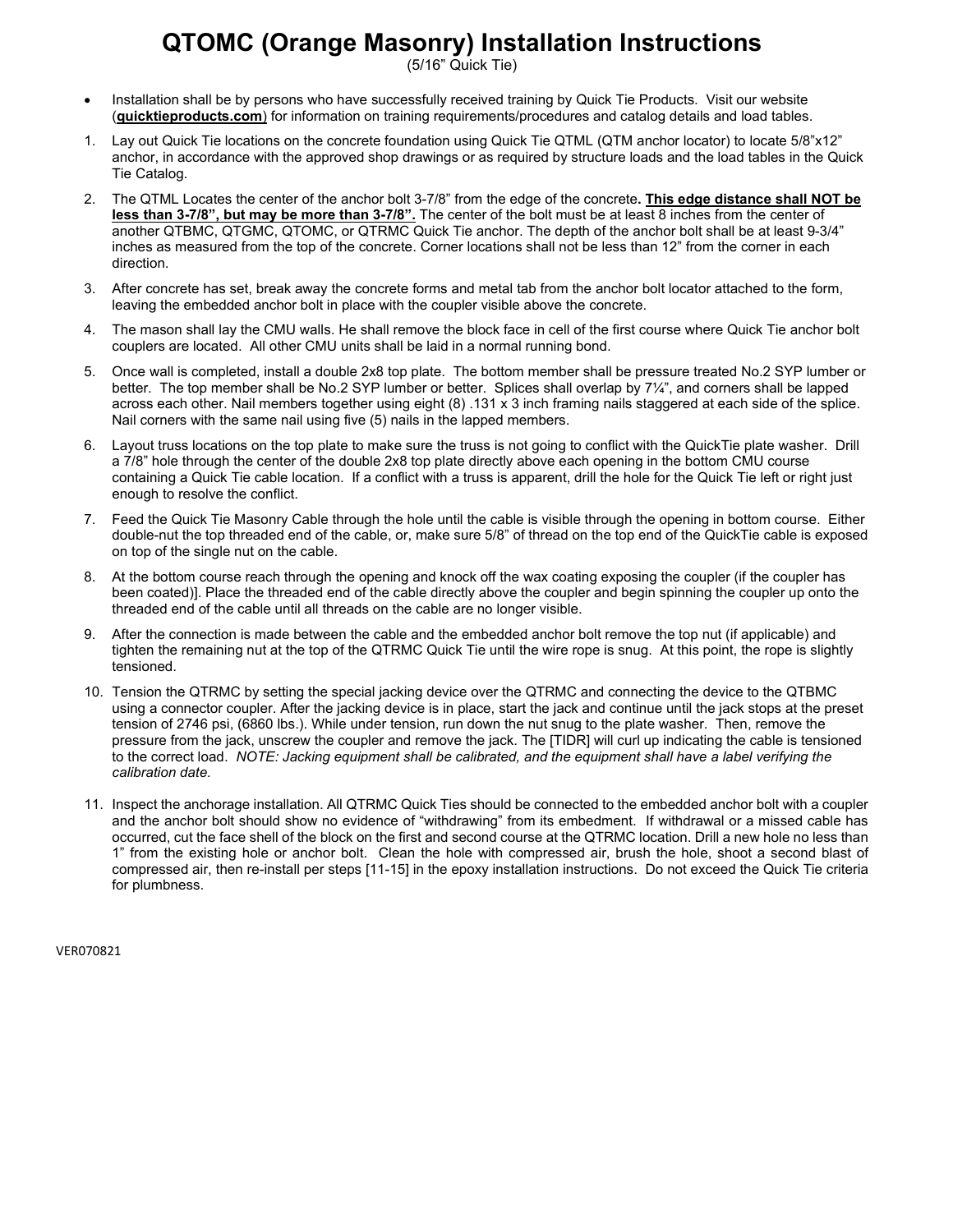# QTOMC (Orange Masonry) Installation Instructions

(5/16" Quick Tie)

- Installation shall be by persons who have successfully received training by Quick Tie Products. Visit our website (**quicktieproducts.com**) for information on training requirements/procedures and catalog details and load tables.

1. Lay out Quick Tie locations on the concrete foundation using Quick Tie QTML (QTM anchor locator) to locate 5/8"x12" anchor, in accordance with the approved shop drawings or as required by structure loads and the load tables in the Quick Tie Catalog.
2. The QTML Locates the center of the anchor bolt 3-7/8" from the edge of the concrete**. This edge distance shall NOT be less than 3-7/8", but may be more than 3-7/8".** The center of the bolt must be at least 8 inches from the center of another QTBMC, QTGMC, QTOMC, or QTRMC Quick Tie anchor. The depth of the anchor bolt shall be at least 9-3/4" inches as measured from the top of the concrete. Corner locations shall not be less than 12" from the corner in each direction.
3. After concrete has set, break away the concrete forms and metal tab from the anchor bolt locator attached to the form, leaving the embedded anchor bolt in place with the coupler visible above the concrete.
4. The mason shall lay the CMU walls. He shall remove the block face in cell of the first course where Quick Tie anchor bolt couplers are located. All other CMU units shall be laid in a normal running bond.
5. Once wall is completed, install a double 2x8 top plate. The bottom member shall be pressure treated No.2 SYP lumber or better. The top member shall be No.2 SYP lumber or better. Splices shall overlap by 7¼", and corners shall be lapped across each other. Nail members together using eight (8) .131 x 3 inch framing nails staggered at each side of the splice. Nail corners with the same nail using five (5) nails in the lapped members.
6. Layout truss locations on the top plate to make sure the truss is not going to conflict with the QuickTie plate washer. Drill a 7/8" hole through the center of the double 2x8 top plate directly above each opening in the bottom CMU course containing a Quick Tie cable location. If a conflict with a truss is apparent, drill the hole for the Quick Tie left or right just enough to resolve the conflict.
7. Feed the Quick Tie Masonry Cable through the hole until the cable is visible through the opening in bottom course. Either double-nut the top threaded end of the cable, or, make sure 5/8" of thread on the top end of the QuickTie cable is exposed on top of the single nut on the cable.
8. At the bottom course reach through the opening and knock off the wax coating exposing the coupler (if the coupler has been coated)]. Place the threaded end of the cable directly above the coupler and begin spinning the coupler up onto the threaded end of the cable until all threads on the cable are no longer visible.
9. After the connection is made between the cable and the embedded anchor bolt remove the top nut (if applicable) and tighten the remaining nut at the top of the QTRMC Quick Tie until the wire rope is snug. At this point, the rope is slightly tensioned.
10. Tension the QTRMC by setting the special jacking device over the QTRMC and connecting the device to the QTBMC using a connector coupler. After the jacking device is in place, start the jack and continue until the jack stops at the preset tension of 2746 psi, (6860 lbs.). While under tension, run down the nut snug to the plate washer. Then, remove the pressure from the jack, unscrew the coupler and remove the jack. The [TIDR] will curl up indicating the cable is tensioned to the correct load. *NOTE: Jacking equipment shall be calibrated, and the equipment shall have a label verifying the calibration date.*
11. Inspect the anchorage installation. All QTRMC Quick Ties should be connected to the embedded anchor bolt with a coupler and the anchor bolt should show no evidence of "withdrawing" from its embedment. If withdrawal or a missed cable has occurred, cut the face shell of the block on the first and second course at the QTRMC location. Drill a new hole no less than 1" from the existing hole or anchor bolt. Clean the hole with compressed air, brush the hole, shoot a second blast of compressed air, then re-install per steps [11-15] in the epoxy installation instructions. Do not exceed the Quick Tie criteria for plumbness.

VER070821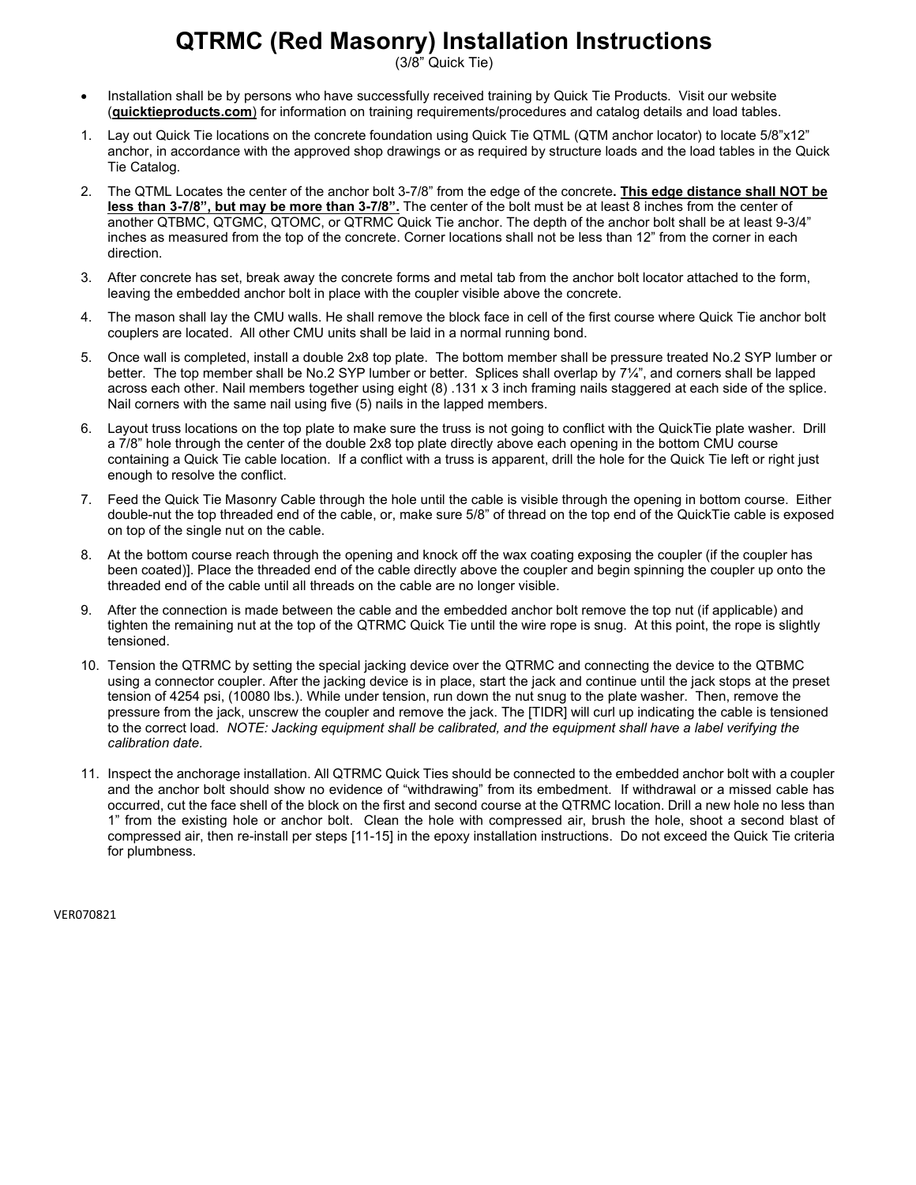# QTRMC (Red Masonry) Installation Instructions

(3/8" Quick Tie)

- Installation shall be by persons who have successfully received training by Quick Tie Products. Visit our website (**quicktieproducts.com**) for information on training requirements/procedures and catalog details and load tables.

1. Lay out Quick Tie locations on the concrete foundation using Quick Tie QTML (QTM anchor locator) to locate 5/8"x12" anchor, in accordance with the approved shop drawings or as required by structure loads and the load tables in the Quick Tie Catalog.
2. The QTML Locates the center of the anchor bolt 3-7/8" from the edge of the concrete**. This edge distance shall NOT be less than 3-7/8", but may be more than 3-7/8".** The center of the bolt must be at least 8 inches from the center of another QTBMC, QTGMC, QTOMC, or QTRMC Quick Tie anchor. The depth of the anchor bolt shall be at least 9-3/4" inches as measured from the top of the concrete. Corner locations shall not be less than 12" from the corner in each direction.
3. After concrete has set, break away the concrete forms and metal tab from the anchor bolt locator attached to the form, leaving the embedded anchor bolt in place with the coupler visible above the concrete.
4. The mason shall lay the CMU walls. He shall remove the block face in cell of the first course where Quick Tie anchor bolt couplers are located. All other CMU units shall be laid in a normal running bond.
5. Once wall is completed, install a double 2x8 top plate. The bottom member shall be pressure treated No.2 SYP lumber or better. The top member shall be No.2 SYP lumber or better. Splices shall overlap by 7¼", and corners shall be lapped across each other. Nail members together using eight (8) .131 x 3 inch framing nails staggered at each side of the splice. Nail corners with the same nail using five (5) nails in the lapped members.
6. Layout truss locations on the top plate to make sure the truss is not going to conflict with the QuickTie plate washer. Drill a 7/8" hole through the center of the double 2x8 top plate directly above each opening in the bottom CMU course containing a Quick Tie cable location. If a conflict with a truss is apparent, drill the hole for the Quick Tie left or right just enough to resolve the conflict.
7. Feed the Quick Tie Masonry Cable through the hole until the cable is visible through the opening in bottom course. Either double-nut the top threaded end of the cable, or, make sure 5/8" of thread on the top end of the QuickTie cable is exposed on top of the single nut on the cable.
8. At the bottom course reach through the opening and knock off the wax coating exposing the coupler (if the coupler has been coated)]. Place the threaded end of the cable directly above the coupler and begin spinning the coupler up onto the threaded end of the cable until all threads on the cable are no longer visible.
9. After the connection is made between the cable and the embedded anchor bolt remove the top nut (if applicable) and tighten the remaining nut at the top of the QTRMC Quick Tie until the wire rope is snug. At this point, the rope is slightly tensioned.
10. Tension the QTRMC by setting the special jacking device over the QTRMC and connecting the device to the QTBMC using a connector coupler. After the jacking device is in place, start the jack and continue until the jack stops at the preset tension of 4254 psi, (10080 lbs.). While under tension, run down the nut snug to the plate washer. Then, remove the pressure from the jack, unscrew the coupler and remove the jack. The [TIDR] will curl up indicating the cable is tensioned to the correct load. *NOTE: Jacking equipment shall be calibrated, and the equipment shall have a label verifying the calibration date.*
11. Inspect the anchorage installation. All QTRMC Quick Ties should be connected to the embedded anchor bolt with a coupler and the anchor bolt should show no evidence of "withdrawing" from its embedment. If withdrawal or a missed cable has occurred, cut the face shell of the block on the first and second course at the QTRMC location. Drill a new hole no less than 1" from the existing hole or anchor bolt. Clean the hole with compressed air, brush the hole, shoot a second blast of compressed air, then re-install per steps [11-15] in the epoxy installation instructions. Do not exceed the Quick Tie criteria for plumbness.

VER070821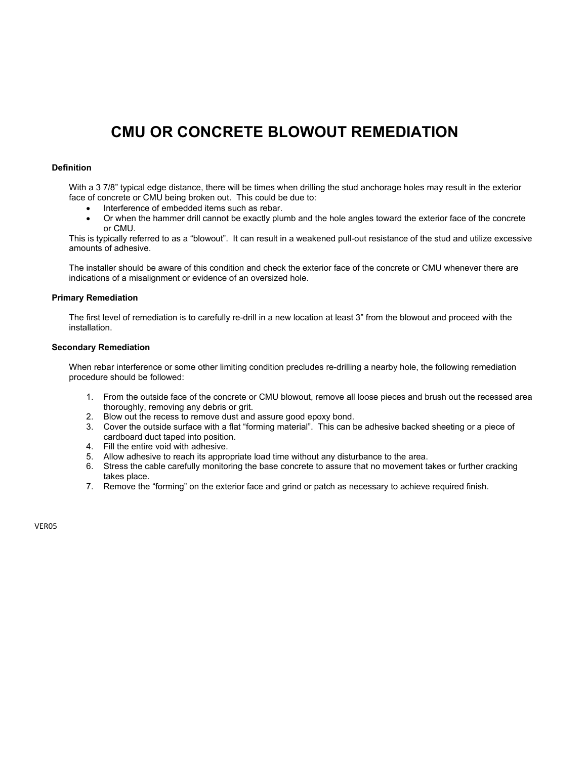# CMU OR CONCRETE BLOWOUT REMEDIATION

**Definition**

With a 3 7/8" typical edge distance, there will be times when drilling the stud anchorage holes may result in the exterior face of concrete or CMU being broken out. This could be due to:

- Interference of embedded items such as rebar.
- Or when the hammer drill cannot be exactly plumb and the hole angles toward the exterior face of the concrete or CMU.

This is typically referred to as a "blowout". It can result in a weakened pull-out resistance of the stud and utilize excessive amounts of adhesive.

The installer should be aware of this condition and check the exterior face of the concrete or CMU whenever there are indications of a misalignment or evidence of an oversized hole.

**Primary Remediation**

The first level of remediation is to carefully re-drill in a new location at least 3" from the blowout and proceed with the installation.

**Secondary Remediation**

When rebar interference or some other limiting condition precludes re-drilling a nearby hole, the following remediation procedure should be followed:

1. From the outside face of the concrete or CMU blowout, remove all loose pieces and brush out the recessed area thoroughly, removing any debris or grit.
2. Blow out the recess to remove dust and assure good epoxy bond.
3. Cover the outside surface with a flat "forming material". This can be adhesive backed sheeting or a piece of cardboard duct taped into position.
4. Fill the entire void with adhesive.
5. Allow adhesive to reach its appropriate load time without any disturbance to the area.
6. Stress the cable carefully monitoring the base concrete to assure that no movement takes or further cracking takes place.
7. Remove the "forming" on the exterior face and grind or patch as necessary to achieve required finish.

VER05